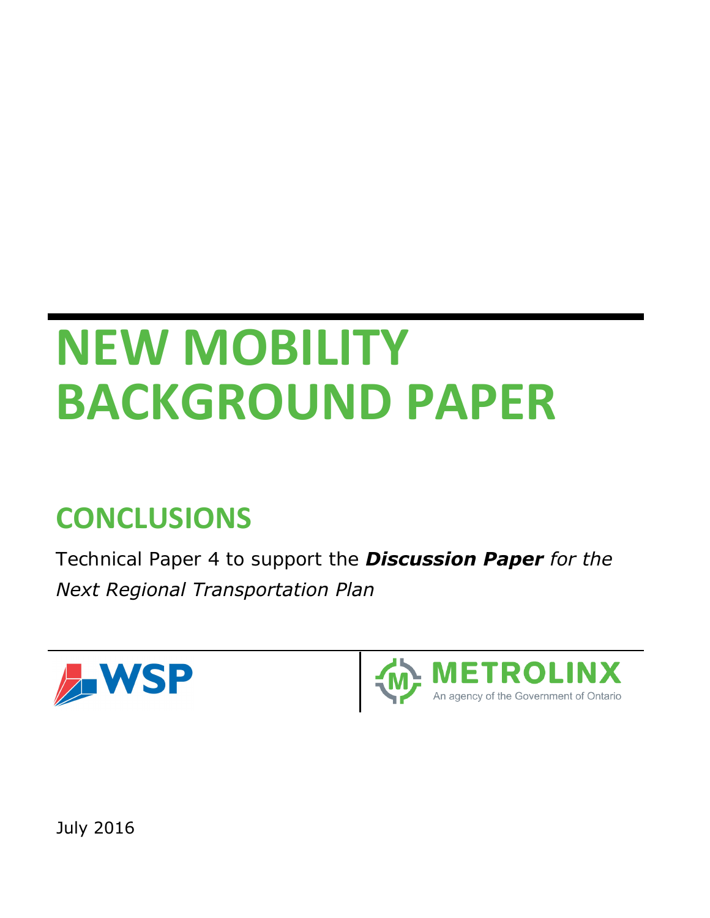# NEW MOBILITY BACKGROUND PAPER

## CONCLUSIONS

Technical Paper 4 to support the ***Discussion Paper*** *for the Next Regional Transportation Plan*

WSP

METROLINX
An agency of the Government of Ontario

July 2016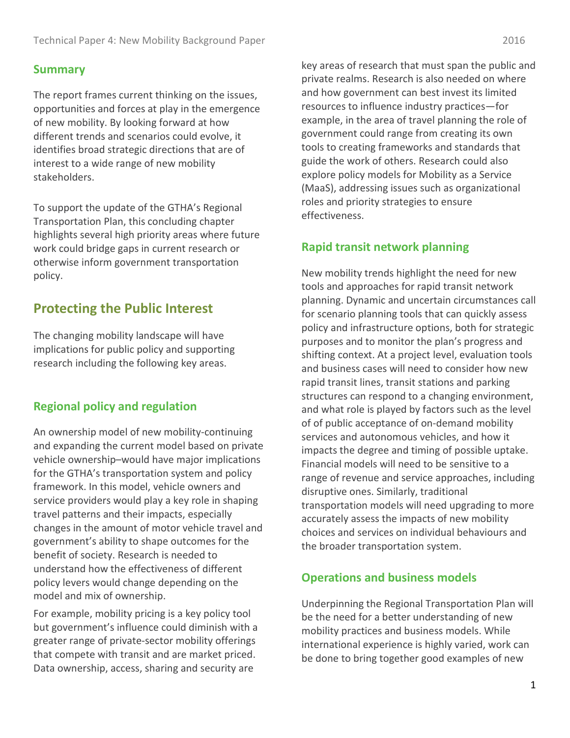## Summary

The report frames current thinking on the issues, opportunities and forces at play in the emergence of new mobility. By looking forward at how different trends and scenarios could evolve, it identifies broad strategic directions that are of interest to a wide range of new mobility stakeholders.

To support the update of the GTHA's Regional Transportation Plan, this concluding chapter highlights several high priority areas where future work could bridge gaps in current research or otherwise inform government transportation policy.

# Protecting the Public Interest

The changing mobility landscape will have implications for public policy and supporting research including the following key areas.

## Regional policy and regulation

An ownership model of new mobility-continuing and expanding the current model based on private vehicle ownership–would have major implications for the GTHA's transportation system and policy framework. In this model, vehicle owners and service providers would play a key role in shaping travel patterns and their impacts, especially changes in the amount of motor vehicle travel and government's ability to shape outcomes for the benefit of society. Research is needed to understand how the effectiveness of different policy levers would change depending on the model and mix of ownership.

For example, mobility pricing is a key policy tool but government's influence could diminish with a greater range of private-sector mobility offerings that compete with transit and are market priced. Data ownership, access, sharing and security are key areas of research that must span the public and private realms. Research is also needed on where and how government can best invest its limited resources to influence industry practices—for example, in the area of travel planning the role of government could range from creating its own tools to creating frameworks and standards that guide the work of others. Research could also explore policy models for Mobility as a Service (MaaS), addressing issues such as organizational roles and priority strategies to ensure effectiveness.

## Rapid transit network planning

New mobility trends highlight the need for new tools and approaches for rapid transit network planning. Dynamic and uncertain circumstances call for scenario planning tools that can quickly assess policy and infrastructure options, both for strategic purposes and to monitor the plan's progress and shifting context. At a project level, evaluation tools and business cases will need to consider how new rapid transit lines, transit stations and parking structures can respond to a changing environment, and what role is played by factors such as the level of of public acceptance of on-demand mobility services and autonomous vehicles, and how it impacts the degree and timing of possible uptake. Financial models will need to be sensitive to a range of revenue and service approaches, including disruptive ones. Similarly, traditional transportation models will need upgrading to more accurately assess the impacts of new mobility choices and services on individual behaviours and the broader transportation system.

## Operations and business models

Underpinning the Regional Transportation Plan will be the need for a better understanding of new mobility practices and business models. While international experience is highly varied, work can be done to bring together good examples of new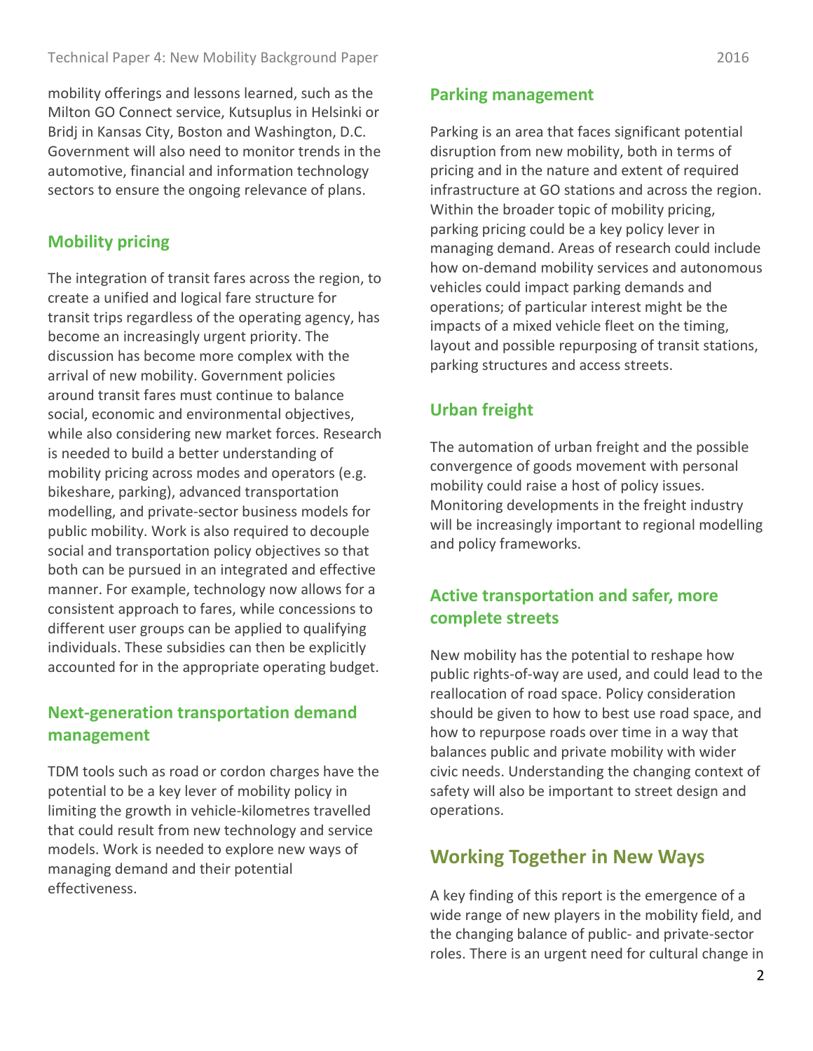mobility offerings and lessons learned, such as the Milton GO Connect service, Kutsuplus in Helsinki or Bridj in Kansas City, Boston and Washington, D.C. Government will also need to monitor trends in the automotive, financial and information technology sectors to ensure the ongoing relevance of plans.

### Mobility pricing

The integration of transit fares across the region, to create a unified and logical fare structure for transit trips regardless of the operating agency, has become an increasingly urgent priority. The discussion has become more complex with the arrival of new mobility. Government policies around transit fares must continue to balance social, economic and environmental objectives, while also considering new market forces. Research is needed to build a better understanding of mobility pricing across modes and operators (e.g. bikeshare, parking), advanced transportation modelling, and private-sector business models for public mobility. Work is also required to decouple social and transportation policy objectives so that both can be pursued in an integrated and effective manner. For example, technology now allows for a consistent approach to fares, while concessions to different user groups can be applied to qualifying individuals. These subsidies can then be explicitly accounted for in the appropriate operating budget.

### Next-generation transportation demand management

TDM tools such as road or cordon charges have the potential to be a key lever of mobility policy in limiting the growth in vehicle-kilometres travelled that could result from new technology and service models. Work is needed to explore new ways of managing demand and their potential effectiveness.

### Parking management

Parking is an area that faces significant potential disruption from new mobility, both in terms of pricing and in the nature and extent of required infrastructure at GO stations and across the region. Within the broader topic of mobility pricing, parking pricing could be a key policy lever in managing demand. Areas of research could include how on-demand mobility services and autonomous vehicles could impact parking demands and operations; of particular interest might be the impacts of a mixed vehicle fleet on the timing, layout and possible repurposing of transit stations, parking structures and access streets.

### Urban freight

The automation of urban freight and the possible convergence of goods movement with personal mobility could raise a host of policy issues. Monitoring developments in the freight industry will be increasingly important to regional modelling and policy frameworks.

### Active transportation and safer, more complete streets

New mobility has the potential to reshape how public rights-of-way are used, and could lead to the reallocation of road space. Policy consideration should be given to how to best use road space, and how to repurpose roads over time in a way that balances public and private mobility with wider civic needs. Understanding the changing context of safety will also be important to street design and operations.

## Working Together in New Ways

A key finding of this report is the emergence of a wide range of new players in the mobility field, and the changing balance of public- and private-sector roles. There is an urgent need for cultural change in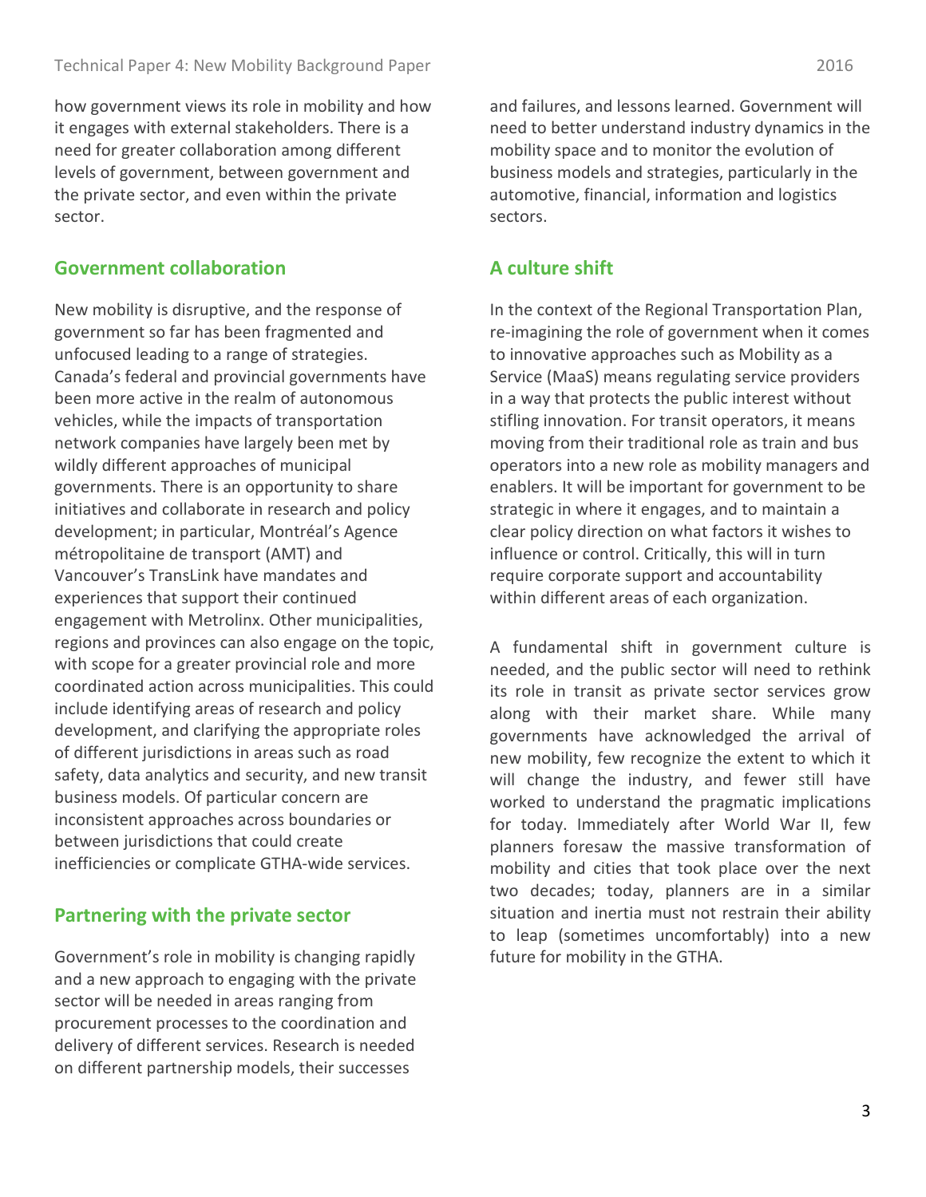how government views its role in mobility and how it engages with external stakeholders. There is a need for greater collaboration among different levels of government, between government and the private sector, and even within the private sector.

## Government collaboration

New mobility is disruptive, and the response of government so far has been fragmented and unfocused leading to a range of strategies. Canada's federal and provincial governments have been more active in the realm of autonomous vehicles, while the impacts of transportation network companies have largely been met by wildly different approaches of municipal governments. There is an opportunity to share initiatives and collaborate in research and policy development; in particular, Montréal's Agence métropolitaine de transport (AMT) and Vancouver's TransLink have mandates and experiences that support their continued engagement with Metrolinx. Other municipalities, regions and provinces can also engage on the topic, with scope for a greater provincial role and more coordinated action across municipalities. This could include identifying areas of research and policy development, and clarifying the appropriate roles of different jurisdictions in areas such as road safety, data analytics and security, and new transit business models. Of particular concern are inconsistent approaches across boundaries or between jurisdictions that could create inefficiencies or complicate GTHA-wide services.

## Partnering with the private sector

Government's role in mobility is changing rapidly and a new approach to engaging with the private sector will be needed in areas ranging from procurement processes to the coordination and delivery of different services. Research is needed on different partnership models, their successes and failures, and lessons learned. Government will need to better understand industry dynamics in the mobility space and to monitor the evolution of business models and strategies, particularly in the automotive, financial, information and logistics sectors.

## A culture shift

In the context of the Regional Transportation Plan, re-imagining the role of government when it comes to innovative approaches such as Mobility as a Service (MaaS) means regulating service providers in a way that protects the public interest without stifling innovation. For transit operators, it means moving from their traditional role as train and bus operators into a new role as mobility managers and enablers. It will be important for government to be strategic in where it engages, and to maintain a clear policy direction on what factors it wishes to influence or control. Critically, this will in turn require corporate support and accountability within different areas of each organization.

A fundamental shift in government culture is needed, and the public sector will need to rethink its role in transit as private sector services grow along with their market share. While many governments have acknowledged the arrival of new mobility, few recognize the extent to which it will change the industry, and fewer still have worked to understand the pragmatic implications for today. Immediately after World War II, few planners foresaw the massive transformation of mobility and cities that took place over the next two decades; today, planners are in a similar situation and inertia must not restrain their ability to leap (sometimes uncomfortably) into a new future for mobility in the GTHA.